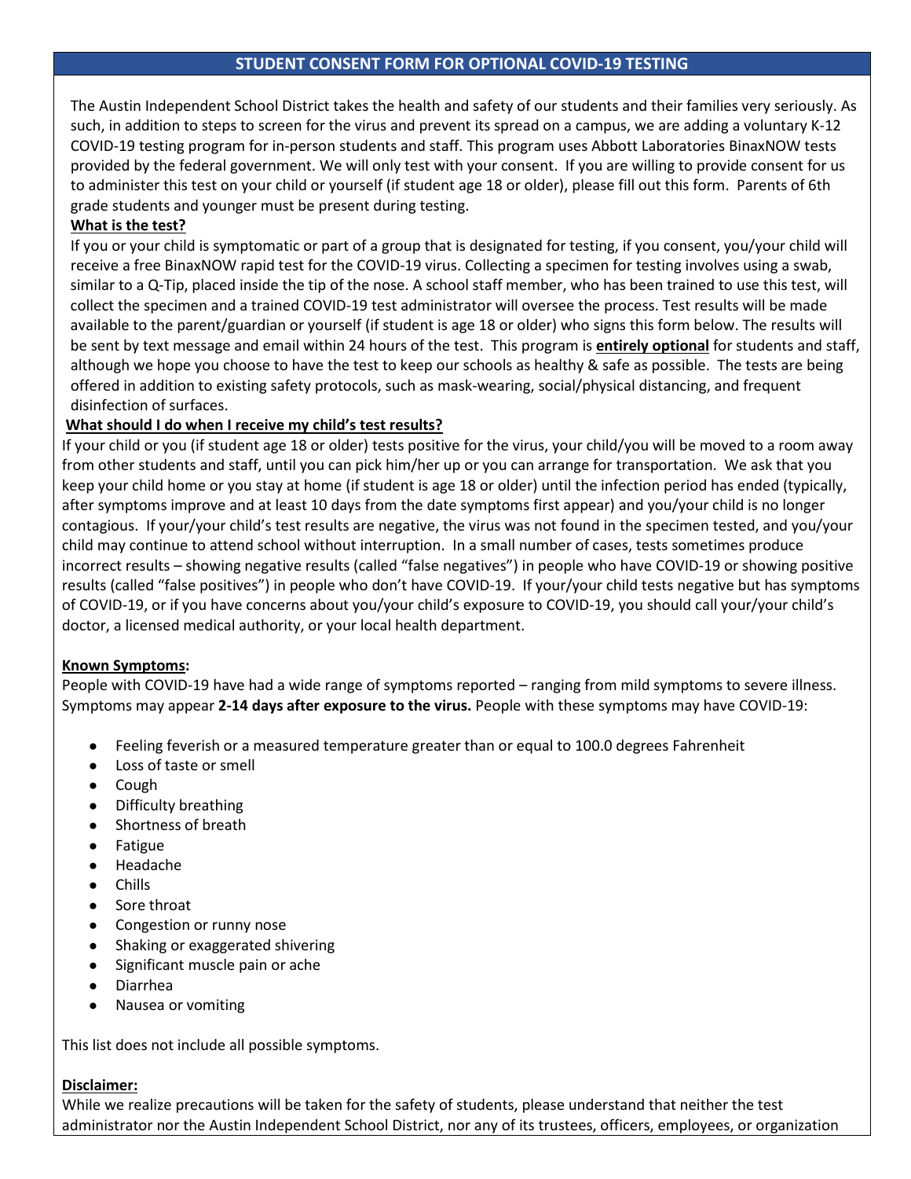## STUDENT CONSENT FORM FOR OPTIONAL COVID-19 TESTING

The Austin Independent School District takes the health and safety of our students and their families very seriously. As such, in addition to steps to screen for the virus and prevent its spread on a campus, we are adding a voluntary K-12 COVID-19 testing program for in-person students and staff. This program uses Abbott Laboratories BinaxNOW tests provided by the federal government. We will only test with your consent. If you are willing to provide consent for us to administer this test on your child or yourself (if student age 18 or older), please fill out this form. Parents of 6th grade students and younger must be present during testing.

**What is the test?**

If you or your child is symptomatic or part of a group that is designated for testing, if you consent, you/your child will receive a free BinaxNOW rapid test for the COVID-19 virus. Collecting a specimen for testing involves using a swab, similar to a Q-Tip, placed inside the tip of the nose. A school staff member, who has been trained to use this test, will collect the specimen and a trained COVID-19 test administrator will oversee the process. Test results will be made available to the parent/guardian or yourself (if student is age 18 or older) who signs this form below. The results will be sent by text message and email within 24 hours of the test. This program is **entirely optional** for students and staff, although we hope you choose to have the test to keep our schools as healthy & safe as possible. The tests are being offered in addition to existing safety protocols, such as mask-wearing, social/physical distancing, and frequent disinfection of surfaces.

**What should I do when I receive my child's test results?**

If your child or you (if student age 18 or older) tests positive for the virus, your child/you will be moved to a room away from other students and staff, until you can pick him/her up or you can arrange for transportation. We ask that you keep your child home or you stay at home (if student is age 18 or older) until the infection period has ended (typically, after symptoms improve and at least 10 days from the date symptoms first appear) and you/your child is no longer contagious. If your/your child's test results are negative, the virus was not found in the specimen tested, and you/your child may continue to attend school without interruption. In a small number of cases, tests sometimes produce incorrect results – showing negative results (called "false negatives") in people who have COVID-19 or showing positive results (called "false positives") in people who don't have COVID-19. If your/your child tests negative but has symptoms of COVID-19, or if you have concerns about you/your child's exposure to COVID-19, you should call your/your child's doctor, a licensed medical authority, or your local health department.

**Known Symptoms:**

People with COVID-19 have had a wide range of symptoms reported – ranging from mild symptoms to severe illness. Symptoms may appear **2-14 days after exposure to the virus.** People with these symptoms may have COVID-19:

- Feeling feverish or a measured temperature greater than or equal to 100.0 degrees Fahrenheit
- Loss of taste or smell
- Cough
- Difficulty breathing
- Shortness of breath
- Fatigue
- Headache
- Chills
- Sore throat
- Congestion or runny nose
- Shaking or exaggerated shivering
- Significant muscle pain or ache
- Diarrhea
- Nausea or vomiting

This list does not include all possible symptoms.

**Disclaimer:**

While we realize precautions will be taken for the safety of students, please understand that neither the test administrator nor the Austin Independent School District, nor any of its trustees, officers, employees, or organization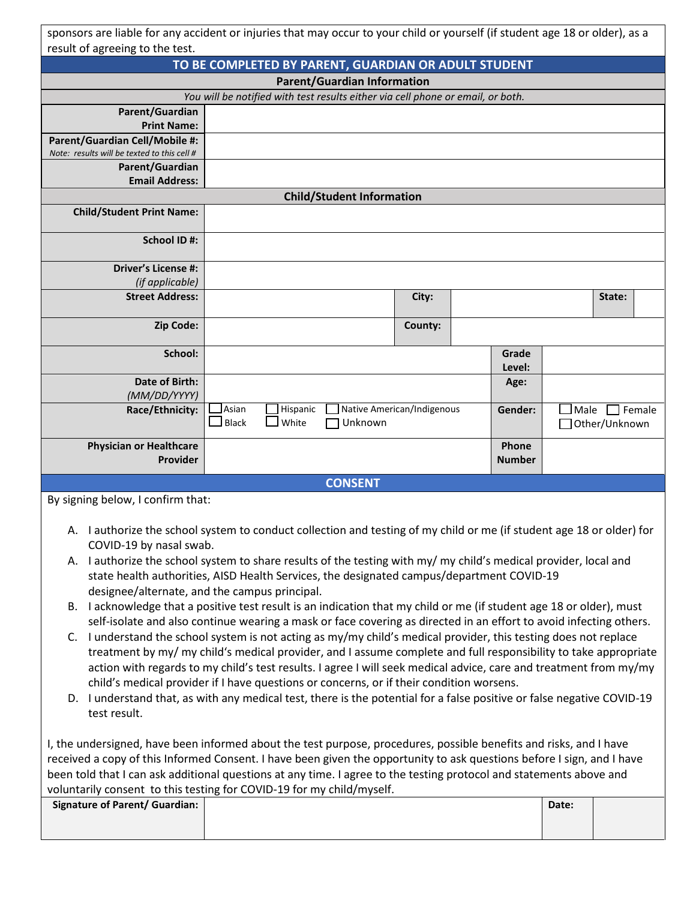sponsors are liable for any accident or injuries that may occur to your child or yourself (if student age 18 or older), as a result of agreeing to the test.

## TO BE COMPLETED BY PARENT, GUARDIAN OR ADULT STUDENT

### Parent/Guardian Information

*You will be notified with test results either via cell phone or email, or both.*

| | |
|---|---|
| **Parent/Guardian Print Name:** | |
| **Parent/Guardian Cell/Mobile #:** *Note: results will be texted to this cell #* | |
| **Parent/Guardian Email Address:** | |

### Child/Student Information

| | | | | | |
|---|---|---|---|---|---|
| **Child/Student Print Name:** | | | | | |
| **School ID #:** | | | | | |
| **Driver's License #:** *(if applicable)* | | | | | |
| **Street Address:** | | **City:** | | **State:** | |
| **Zip Code:** | | **County:** | | | |
| **School:** | | | | **Grade Level:** | |
| **Date of Birth:** *(MM/DD/YYYY)* | | | | **Age:** | |
| **Race/Ethnicity:** | ☐ Asian ☐ Hispanic ☐ Native American/Indigenous ☐ Black ☐ White ☐ Unknown | | | **Gender:** | ☐ Male ☐ Female ☐ Other/Unknown |
| **Physician or Healthcare Provider** | | | | **Phone Number** | |

## CONSENT

By signing below, I confirm that:

A. I authorize the school system to conduct collection and testing of my child or me (if student age 18 or older) for COVID-19 by nasal swab.

A. I authorize the school system to share results of the testing with my/ my child's medical provider, local and state health authorities, AISD Health Services, the designated campus/department COVID-19 designee/alternate, and the campus principal.

B. I acknowledge that a positive test result is an indication that my child or me (if student age 18 or older), must self-isolate and also continue wearing a mask or face covering as directed in an effort to avoid infecting others.

C. I understand the school system is not acting as my/my child's medical provider, this testing does not replace treatment by my/ my child's medical provider, and I assume complete and full responsibility to take appropriate action with regards to my child's test results. I agree I will seek medical advice, care and treatment from my/my child's medical provider if I have questions or concerns, or if their condition worsens.

D. I understand that, as with any medical test, there is the potential for a false positive or false negative COVID-19 test result.

I, the undersigned, have been informed about the test purpose, procedures, possible benefits and risks, and I have received a copy of this Informed Consent. I have been given the opportunity to ask questions before I sign, and I have been told that I can ask additional questions at any time. I agree to the testing protocol and statements above and voluntarily consent to this testing for COVID-19 for my child/myself.

| | | | |
|---|---|---|---|
| **Signature of Parent/ Guardian:** | | **Date:** | |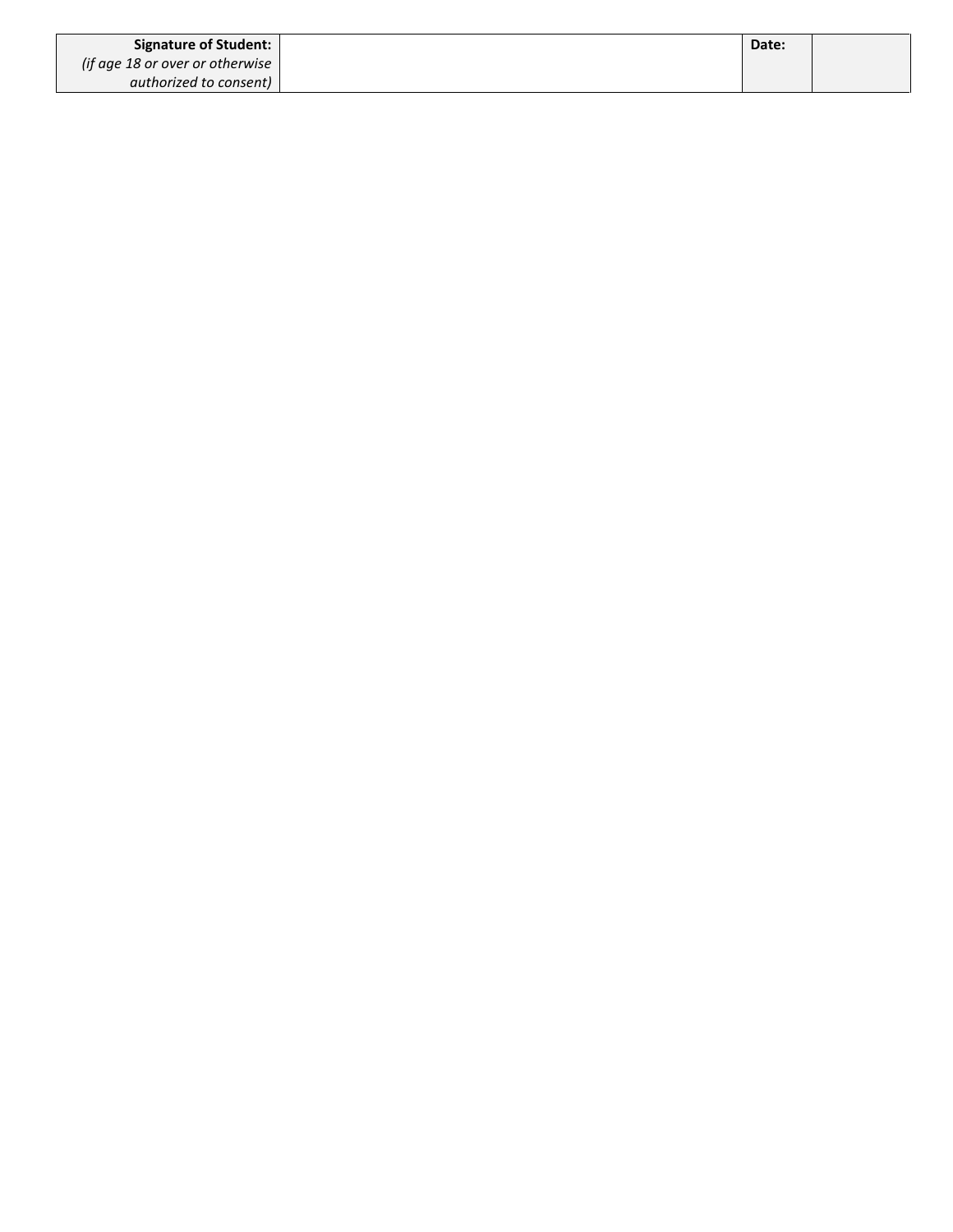| | | | |
|---|---|---|---|
| **Signature of Student:** *(if age 18 or over or otherwise authorized to consent)* | | **Date:** | |